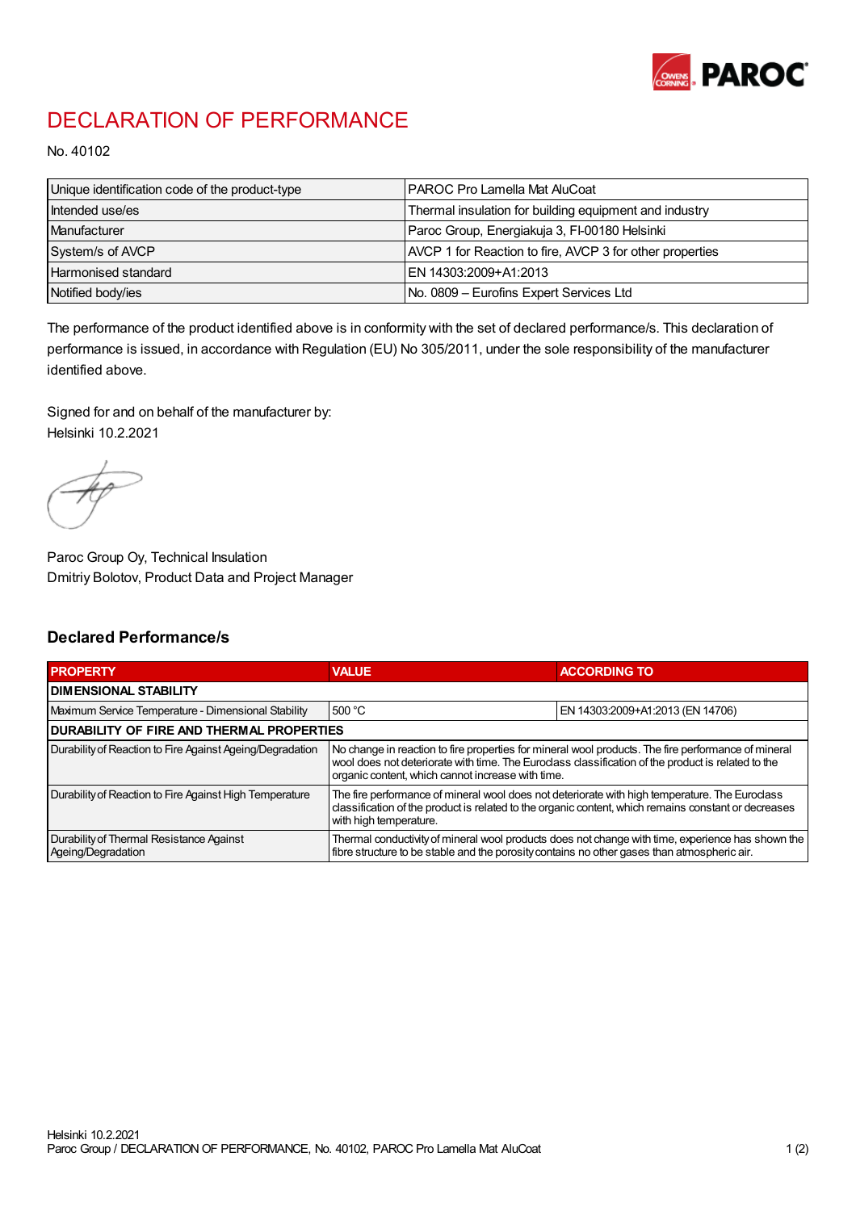# DECLARATION OF PERFORMANCE

No. 40102

| | |
|---|---|
| Unique identification code of the product-type | PAROC Pro Lamella Mat AluCoat |
| Intended use/es | Thermal insulation for building equipment and industry |
| Manufacturer | Paroc Group, Energiakuja 3, FI-00180 Helsinki |
| System/s of AVCP | AVCP 1 for Reaction to fire, AVCP 3 for other properties |
| Harmonised standard | EN 14303:2009+A1:2013 |
| Notified body/ies | No. 0809 – Eurofins Expert Services Ltd |

The performance of the product identified above is in conformity with the set of declared performance/s. This declaration of performance is issued, in accordance with Regulation (EU) No 305/2011, under the sole responsibility of the manufacturer identified above.

Signed for and on behalf of the manufacturer by:
Helsinki 10.2.2021

Paroc Group Oy, Technical Insulation
Dmitriy Bolotov, Product Data and Project Manager

## Declared Performance/s

| PROPERTY | VALUE | ACCORDING TO |
|---|---|---|
| **DIMENSIONAL STABILITY** | | |
| Maximum Service Temperature - Dimensional Stability | 500 °C | EN 14303:2009+A1:2013 (EN 14706) |
| **DURABILITY OF FIRE AND THERMAL PROPERTIES** | | |
| Durability of Reaction to Fire Against Ageing/Degradation | No change in reaction to fire properties for mineral wool products. The fire performance of mineral wool does not deteriorate with time. The Euroclass classification of the product is related to the organic content, which cannot increase with time. | |
| Durability of Reaction to Fire Against High Temperature | The fire performance of mineral wool does not deteriorate with high temperature. The Euroclass classification of the product is related to the organic content, which remains constant or decreases with high temperature. | |
| Durability of Thermal Resistance Against Ageing/Degradation | Thermal conductivity of mineral wool products does not change with time, experience has shown the fibre structure to be stable and the porosity contains no other gases than atmospheric air. | |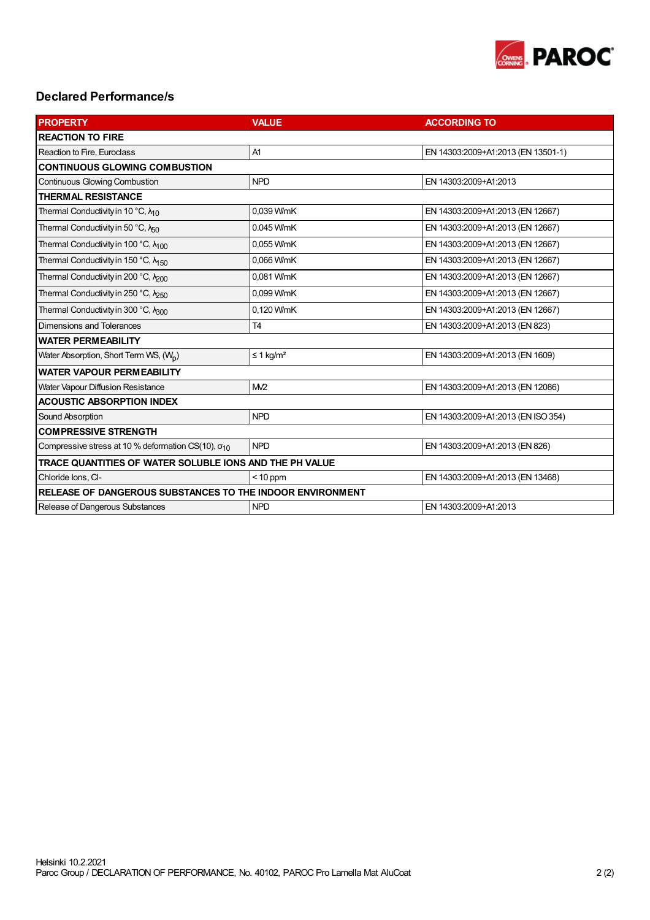## Declared Performance/s

| PROPERTY | VALUE | ACCORDING TO |
|---|---|---|
| **REACTION TO FIRE** | | |
| Reaction to Fire, Euroclass | A1 | EN 14303:2009+A1:2013 (EN 13501-1) |
| **CONTINUOUS GLOWING COMBUSTION** | | |
| Continuous Glowing Combustion | NPD | EN 14303:2009+A1:2013 |
| **THERMAL RESISTANCE** | | |
| Thermal Conductivity in 10 °C, $\lambda_{10}$ | 0,039 W/mK | EN 14303:2009+A1:2013 (EN 12667) |
| Thermal Conductivity in 50 °C, $\lambda_{50}$ | 0.045 W/mK | EN 14303:2009+A1:2013 (EN 12667) |
| Thermal Conductivity in 100 °C, $\lambda_{100}$ | 0,055 W/mK | EN 14303:2009+A1:2013 (EN 12667) |
| Thermal Conductivity in 150 °C, $\lambda_{150}$ | 0,066 W/mK | EN 14303:2009+A1:2013 (EN 12667) |
| Thermal Conductivity in 200 °C, $\lambda_{200}$ | 0,081 W/mK | EN 14303:2009+A1:2013 (EN 12667) |
| Thermal Conductivity in 250 °C, $\lambda_{250}$ | 0,099 W/mK | EN 14303:2009+A1:2013 (EN 12667) |
| Thermal Conductivity in 300 °C, $\lambda_{300}$ | 0,120 W/mK | EN 14303:2009+A1:2013 (EN 12667) |
| Dimensions and Tolerances | T4 | EN 14303:2009+A1:2013 (EN 823) |
| **WATER PERMEABILITY** | | |
| Water Absorption, Short Term WS, ($W_p$) | ≤ 1 kg/m² | EN 14303:2009+A1:2013 (EN 1609) |
| **WATER VAPOUR PERMEABILITY** | | |
| Water Vapour Diffusion Resistance | MV2 | EN 14303:2009+A1:2013 (EN 12086) |
| **ACOUSTIC ABSORPTION INDEX** | | |
| Sound Absorption | NPD | EN 14303:2009+A1:2013 (EN ISO 354) |
| **COMPRESSIVE STRENGTH** | | |
| Compressive stress at 10 % deformation CS(10), $\sigma_{10}$ | NPD | EN 14303:2009+A1:2013 (EN 826) |
| **TRACE QUANTITIES OF WATER SOLUBLE IONS AND THE PH VALUE** | | |
| Chloride Ions, Cl- | < 10 ppm | EN 14303:2009+A1:2013 (EN 13468) |
| **RELEASE OF DANGEROUS SUBSTANCES TO THE INDOOR ENVIRONMENT** | | |
| Release of Dangerous Substances | NPD | EN 14303:2009+A1:2013 |

Helsinki 10.2.2021
Paroc Group / DECLARATION OF PERFORMANCE, No. 40102, PAROC Pro Lamella Mat AluCoat